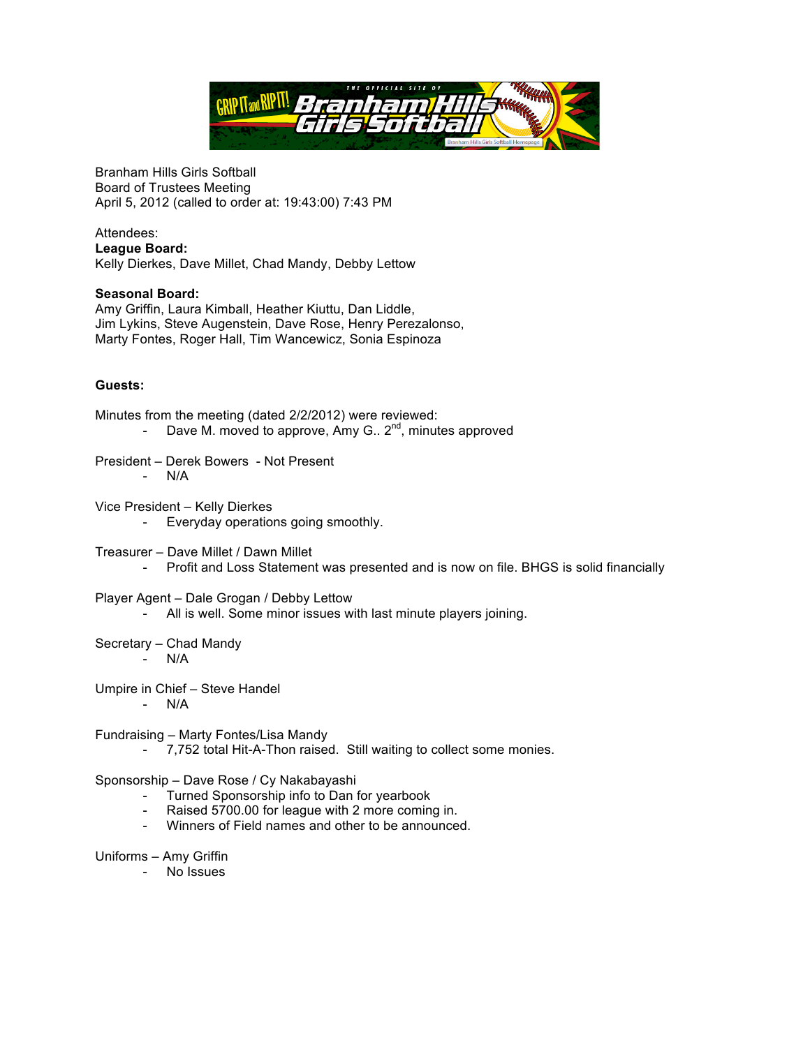Branham Hills Girls Softball
Board of Trustees Meeting
April 5, 2012 (called to order at: 19:43:00) 7:43 PM

Attendees:
**League Board:**
Kelly Dierkes, Dave Millet, Chad Mandy, Debby Lettow

**Seasonal Board:**
Amy Griffin, Laura Kimball, Heather Kiuttu, Dan Liddle,
Jim Lykins, Steve Augenstein, Dave Rose, Henry Perezalonso,
Marty Fontes, Roger Hall, Tim Wancewicz, Sonia Espinoza

**Guests:**

Minutes from the meeting (dated 2/2/2012) were reviewed:
- Dave M. moved to approve, Amy G.. 2nd, minutes approved

President – Derek Bowers - Not Present
- N/A

Vice President – Kelly Dierkes
- Everyday operations going smoothly.

Treasurer – Dave Millet / Dawn Millet
- Profit and Loss Statement was presented and is now on file. BHGS is solid financially

Player Agent – Dale Grogan / Debby Lettow
- All is well. Some minor issues with last minute players joining.

Secretary – Chad Mandy
- N/A

Umpire in Chief – Steve Handel
- N/A

Fundraising – Marty Fontes/Lisa Mandy
- 7,752 total Hit-A-Thon raised. Still waiting to collect some monies.

Sponsorship – Dave Rose / Cy Nakabayashi
- Turned Sponsorship info to Dan for yearbook
- Raised 5700.00 for league with 2 more coming in.
- Winners of Field names and other to be announced.

Uniforms – Amy Griffin
- No Issues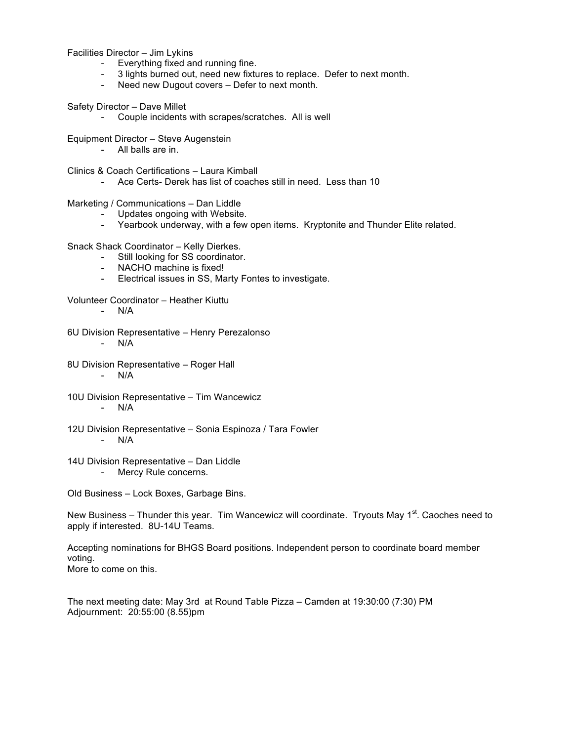Facilities Director – Jim Lykins

- Everything fixed and running fine.
- 3 lights burned out, need new fixtures to replace. Defer to next month.
- Need new Dugout covers – Defer to next month.

Safety Director – Dave Millet

- Couple incidents with scrapes/scratches. All is well

Equipment Director – Steve Augenstein

- All balls are in.

Clinics & Coach Certifications – Laura Kimball

- Ace Certs- Derek has list of coaches still in need. Less than 10

Marketing / Communications – Dan Liddle

- Updates ongoing with Website.
- Yearbook underway, with a few open items. Kryptonite and Thunder Elite related.

Snack Shack Coordinator – Kelly Dierkes.

- Still looking for SS coordinator.
- NACHO machine is fixed!
- Electrical issues in SS, Marty Fontes to investigate.

Volunteer Coordinator – Heather Kiuttu

- N/A

6U Division Representative – Henry Perezalonso

- N/A

8U Division Representative – Roger Hall

- N/A

10U Division Representative – Tim Wancewicz

- N/A

12U Division Representative – Sonia Espinoza / Tara Fowler

- N/A

14U Division Representative – Dan Liddle

- Mercy Rule concerns.

Old Business – Lock Boxes, Garbage Bins.

New Business – Thunder this year. Tim Wancewicz will coordinate. Tryouts May 1st. Caoches need to apply if interested. 8U-14U Teams.

Accepting nominations for BHGS Board positions. Independent person to coordinate board member voting.
More to come on this.

The next meeting date: May 3rd at Round Table Pizza – Camden at 19:30:00 (7:30) PM
Adjournment: 20:55:00 (8.55)pm